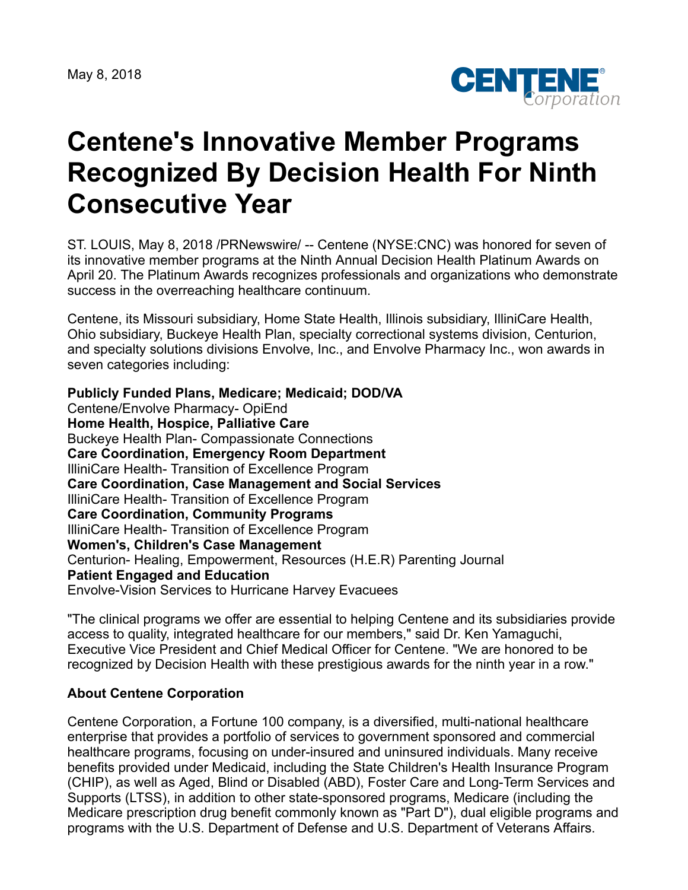May 8, 2018

# Centene's Innovative Member Programs Recognized By Decision Health For Ninth Consecutive Year

ST. LOUIS, May 8, 2018 /PRNewswire/ -- Centene (NYSE:CNC) was honored for seven of its innovative member programs at the Ninth Annual Decision Health Platinum Awards on April 20. The Platinum Awards recognizes professionals and organizations who demonstrate success in the overreaching healthcare continuum.

Centene, its Missouri subsidiary, Home State Health, Illinois subsidiary, IlliniCare Health, Ohio subsidiary, Buckeye Health Plan, specialty correctional systems division, Centurion, and specialty solutions divisions Envolve, Inc., and Envolve Pharmacy Inc., won awards in seven categories including:

**Publicly Funded Plans, Medicare; Medicaid; DOD/VA**
Centene/Envolve Pharmacy- OpiEnd
**Home Health, Hospice, Palliative Care**
Buckeye Health Plan- Compassionate Connections
**Care Coordination, Emergency Room Department**
IlliniCare Health- Transition of Excellence Program
**Care Coordination, Case Management and Social Services**
IlliniCare Health- Transition of Excellence Program
**Care Coordination, Community Programs**
IlliniCare Health- Transition of Excellence Program
**Women's, Children's Case Management**
Centurion- Healing, Empowerment, Resources (H.E.R) Parenting Journal
**Patient Engaged and Education**
Envolve-Vision Services to Hurricane Harvey Evacuees

"The clinical programs we offer are essential to helping Centene and its subsidiaries provide access to quality, integrated healthcare for our members," said Dr. Ken Yamaguchi, Executive Vice President and Chief Medical Officer for Centene. "We are honored to be recognized by Decision Health with these prestigious awards for the ninth year in a row."

**About Centene Corporation**

Centene Corporation, a Fortune 100 company, is a diversified, multi-national healthcare enterprise that provides a portfolio of services to government sponsored and commercial healthcare programs, focusing on under-insured and uninsured individuals. Many receive benefits provided under Medicaid, including the State Children's Health Insurance Program (CHIP), as well as Aged, Blind or Disabled (ABD), Foster Care and Long-Term Services and Supports (LTSS), in addition to other state-sponsored programs, Medicare (including the Medicare prescription drug benefit commonly known as "Part D"), dual eligible programs and programs with the U.S. Department of Defense and U.S. Department of Veterans Affairs.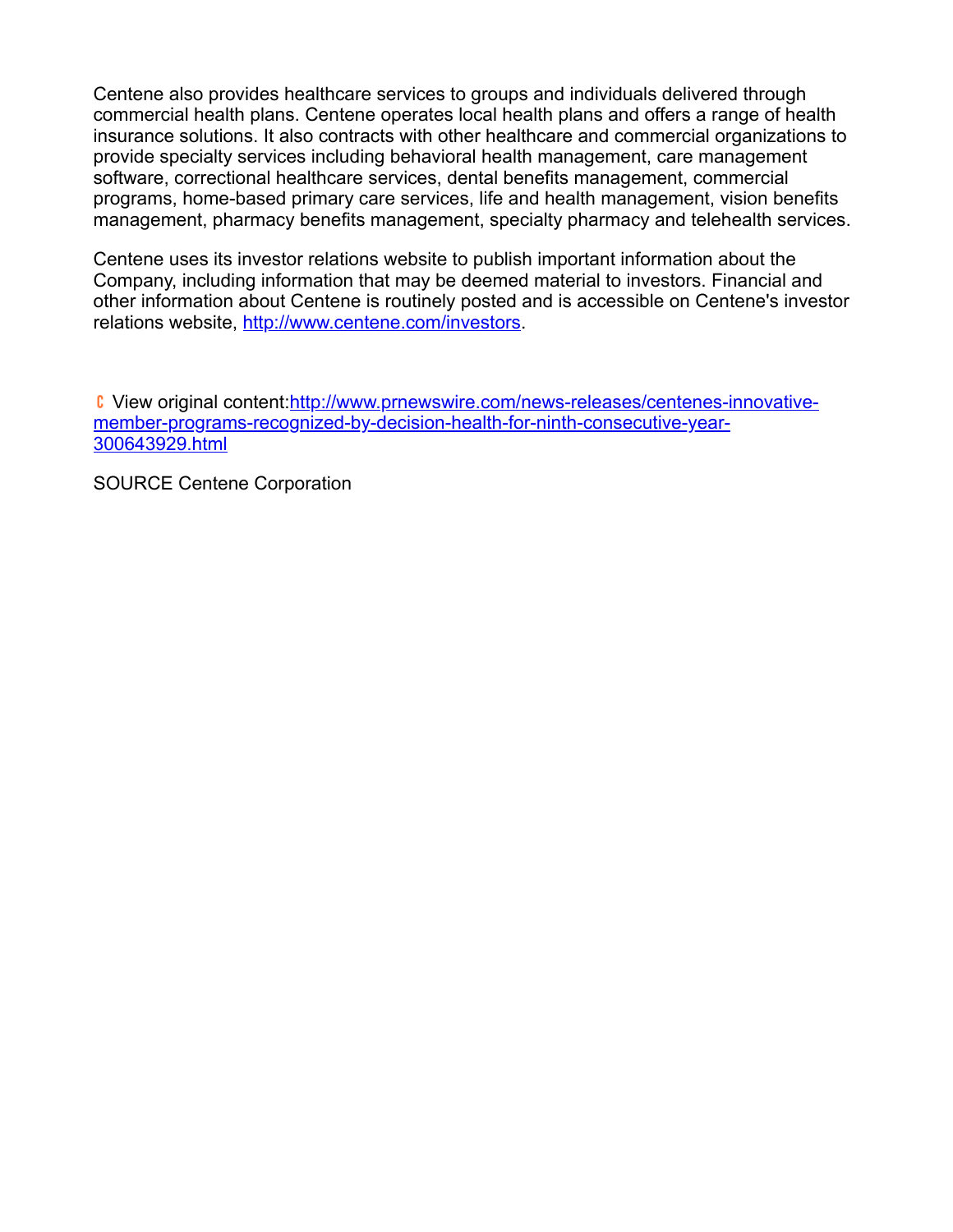Centene also provides healthcare services to groups and individuals delivered through commercial health plans. Centene operates local health plans and offers a range of health insurance solutions. It also contracts with other healthcare and commercial organizations to provide specialty services including behavioral health management, care management software, correctional healthcare services, dental benefits management, commercial programs, home-based primary care services, life and health management, vision benefits management, pharmacy benefits management, specialty pharmacy and telehealth services.

Centene uses its investor relations website to publish important information about the Company, including information that may be deemed material to investors. Financial and other information about Centene is routinely posted and is accessible on Centene's investor relations website, [http://www.centene.com/investors](http://www.centene.com/investors).

View original content:[http://www.prnewswire.com/news-releases/centenes-innovative-member-programs-recognized-by-decision-health-for-ninth-consecutive-year-300643929.html](http://www.prnewswire.com/news-releases/centenes-innovative-member-programs-recognized-by-decision-health-for-ninth-consecutive-year-300643929.html)

SOURCE Centene Corporation